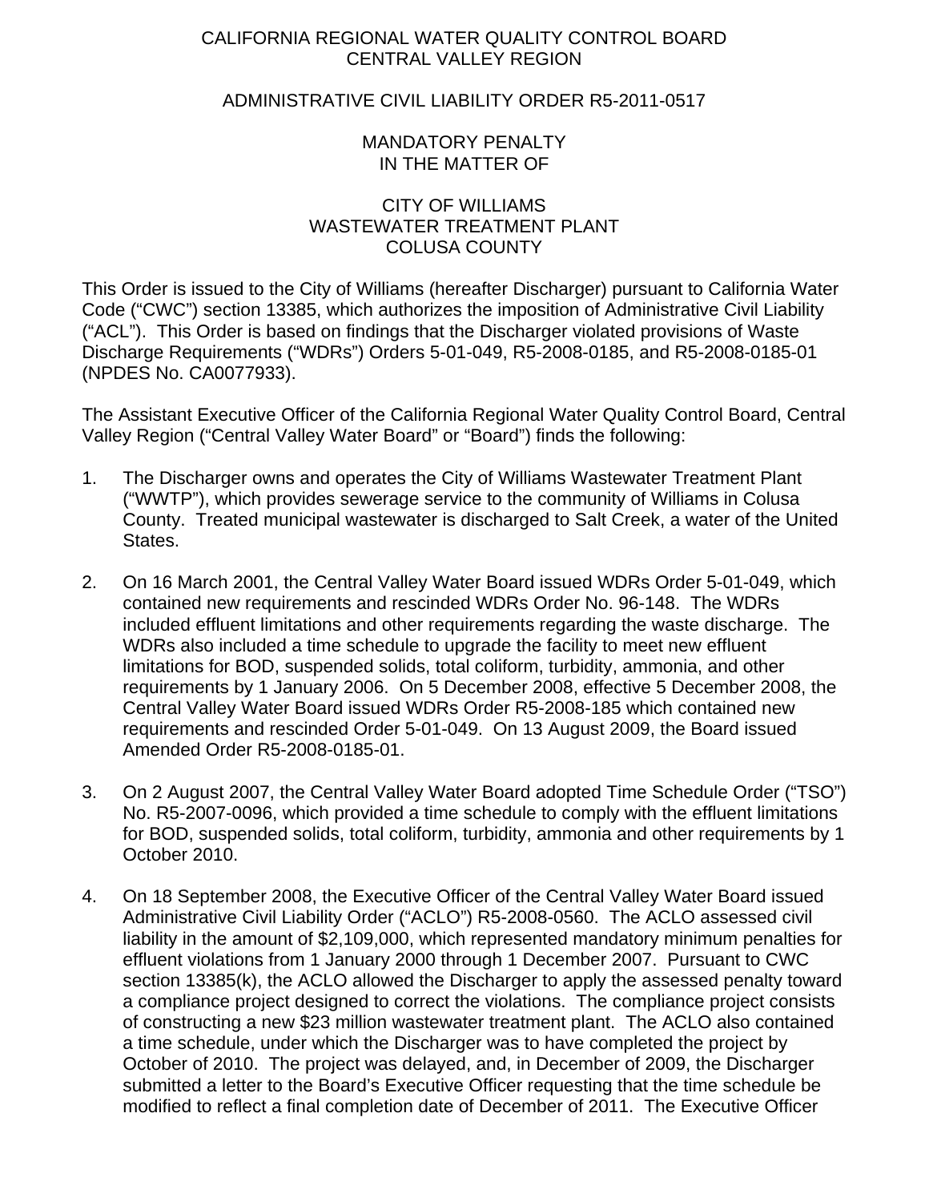CALIFORNIA REGIONAL WATER QUALITY CONTROL BOARD
CENTRAL VALLEY REGION

ADMINISTRATIVE CIVIL LIABILITY ORDER R5-2011-0517

MANDATORY PENALTY
IN THE MATTER OF

CITY OF WILLIAMS
WASTEWATER TREATMENT PLANT
COLUSA COUNTY

This Order is issued to the City of Williams (hereafter Discharger) pursuant to California Water Code ("CWC") section 13385, which authorizes the imposition of Administrative Civil Liability ("ACL"). This Order is based on findings that the Discharger violated provisions of Waste Discharge Requirements ("WDRs") Orders 5-01-049, R5-2008-0185, and R5-2008-0185-01 (NPDES No. CA0077933).

The Assistant Executive Officer of the California Regional Water Quality Control Board, Central Valley Region ("Central Valley Water Board" or "Board") finds the following:

1. The Discharger owns and operates the City of Williams Wastewater Treatment Plant ("WWTP"), which provides sewerage service to the community of Williams in Colusa County. Treated municipal wastewater is discharged to Salt Creek, a water of the United States.

2. On 16 March 2001, the Central Valley Water Board issued WDRs Order 5-01-049, which contained new requirements and rescinded WDRs Order No. 96-148. The WDRs included effluent limitations and other requirements regarding the waste discharge. The WDRs also included a time schedule to upgrade the facility to meet new effluent limitations for BOD, suspended solids, total coliform, turbidity, ammonia, and other requirements by 1 January 2006. On 5 December 2008, effective 5 December 2008, the Central Valley Water Board issued WDRs Order R5-2008-185 which contained new requirements and rescinded Order 5-01-049. On 13 August 2009, the Board issued Amended Order R5-2008-0185-01.

3. On 2 August 2007, the Central Valley Water Board adopted Time Schedule Order ("TSO") No. R5-2007-0096, which provided a time schedule to comply with the effluent limitations for BOD, suspended solids, total coliform, turbidity, ammonia and other requirements by 1 October 2010.

4. On 18 September 2008, the Executive Officer of the Central Valley Water Board issued Administrative Civil Liability Order ("ACLO") R5-2008-0560. The ACLO assessed civil liability in the amount of $2,109,000, which represented mandatory minimum penalties for effluent violations from 1 January 2000 through 1 December 2007. Pursuant to CWC section 13385(k), the ACLO allowed the Discharger to apply the assessed penalty toward a compliance project designed to correct the violations. The compliance project consists of constructing a new $23 million wastewater treatment plant. The ACLO also contained a time schedule, under which the Discharger was to have completed the project by October of 2010. The project was delayed, and, in December of 2009, the Discharger submitted a letter to the Board's Executive Officer requesting that the time schedule be modified to reflect a final completion date of December of 2011. The Executive Officer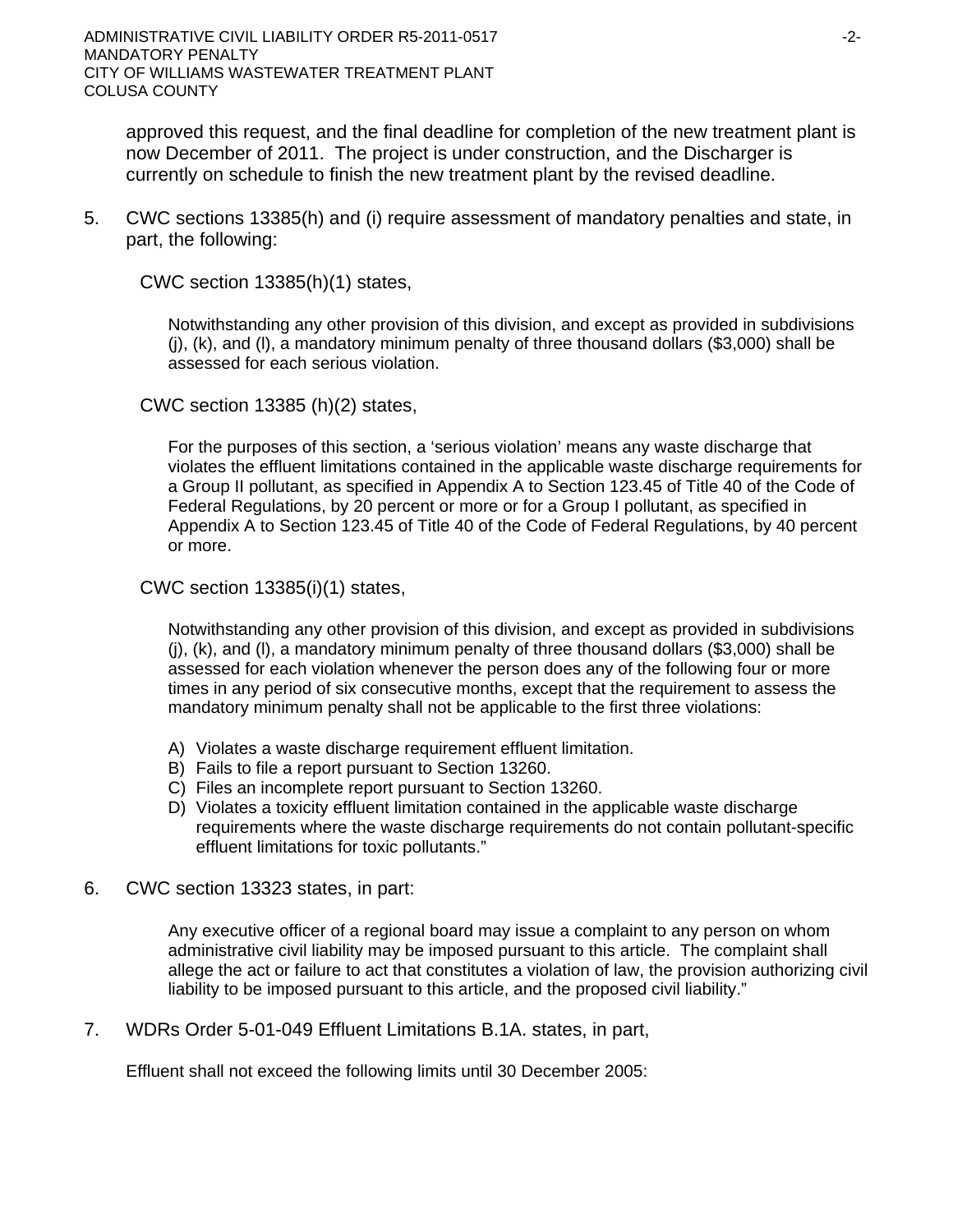approved this request, and the final deadline for completion of the new treatment plant is now December of 2011. The project is under construction, and the Discharger is currently on schedule to finish the new treatment plant by the revised deadline.

5. CWC sections 13385(h) and (i) require assessment of mandatory penalties and state, in part, the following:

   CWC section 13385(h)(1) states,

   > Notwithstanding any other provision of this division, and except as provided in subdivisions (j), (k), and (l), a mandatory minimum penalty of three thousand dollars ($3,000) shall be assessed for each serious violation.

   CWC section 13385 (h)(2) states,

   > For the purposes of this section, a 'serious violation' means any waste discharge that violates the effluent limitations contained in the applicable waste discharge requirements for a Group II pollutant, as specified in Appendix A to Section 123.45 of Title 40 of the Code of Federal Regulations, by 20 percent or more or for a Group I pollutant, as specified in Appendix A to Section 123.45 of Title 40 of the Code of Federal Regulations, by 40 percent or more.

   CWC section 13385(i)(1) states,

   > Notwithstanding any other provision of this division, and except as provided in subdivisions (j), (k), and (l), a mandatory minimum penalty of three thousand dollars ($3,000) shall be assessed for each violation whenever the person does any of the following four or more times in any period of six consecutive months, except that the requirement to assess the mandatory minimum penalty shall not be applicable to the first three violations:
   >
   > A) Violates a waste discharge requirement effluent limitation.
   > B) Fails to file a report pursuant to Section 13260.
   > C) Files an incomplete report pursuant to Section 13260.
   > D) Violates a toxicity effluent limitation contained in the applicable waste discharge requirements where the waste discharge requirements do not contain pollutant-specific effluent limitations for toxic pollutants."

6. CWC section 13323 states, in part:

   > Any executive officer of a regional board may issue a complaint to any person on whom administrative civil liability may be imposed pursuant to this article. The complaint shall allege the act or failure to act that constitutes a violation of law, the provision authorizing civil liability to be imposed pursuant to this article, and the proposed civil liability."

7. WDRs Order 5-01-049 Effluent Limitations B.1A. states, in part,

   Effluent shall not exceed the following limits until 30 December 2005: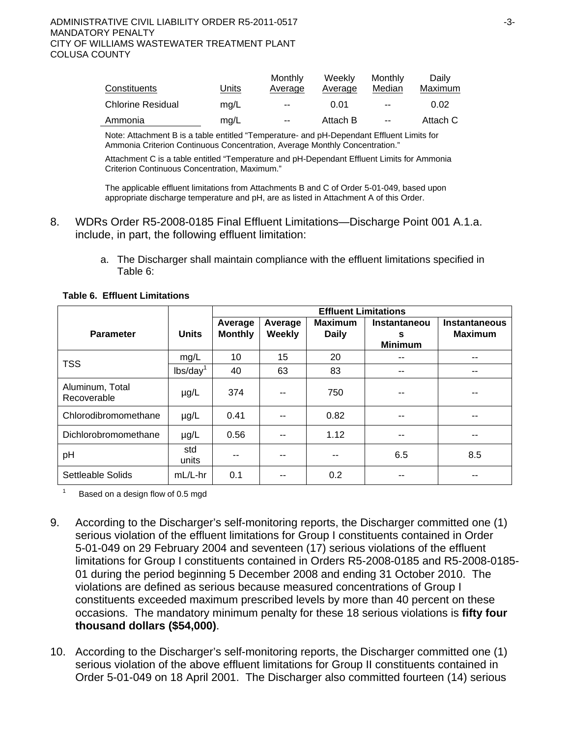| Constituents | Units | Monthly Average | Weekly Average | Monthly Median | Daily Maximum |
|---|---|---|---|---|---|
| Chlorine Residual | mg/L | -- | 0.01 | -- | 0.02 |
| Ammonia | mg/L | -- | Attach B | -- | Attach C |

Note: Attachment B is a table entitled "Temperature- and pH-Dependant Effluent Limits for Ammonia Criterion Continuous Concentration, Average Monthly Concentration."

Attachment C is a table entitled "Temperature and pH-Dependant Effluent Limits for Ammonia Criterion Continuous Concentration, Maximum."

The applicable effluent limitations from Attachments B and C of Order 5-01-049, based upon appropriate discharge temperature and pH, are as listed in Attachment A of this Order.

8. WDRs Order R5-2008-0185 Final Effluent Limitations—Discharge Point 001 A.1.a. include, in part, the following effluent limitation:

   a. The Discharger shall maintain compliance with the effluent limitations specified in Table 6:

**Table 6. Effluent Limitations**

| Parameter | Units | Effluent Limitations | | | | |
|---|---|---|---|---|---|---|
| | | **Average Monthly** | **Average Weekly** | **Maximum Daily** | **Instantaneous Minimum** | **Instantaneous Maximum** |
| TSS | mg/L | 10 | 15 | 20 | -- | -- |
| | lbs/day[1] | 40 | 63 | 83 | -- | -- |
| Aluminum, Total Recoverable | µg/L | 374 | -- | 750 | -- | -- |
| Chlorodibromomethane | µg/L | 0.41 | -- | 0.82 | -- | -- |
| Dichlorobromomethane | µg/L | 0.56 | -- | 1.12 | -- | -- |
| pH | std units | -- | -- | -- | 6.5 | 8.5 |
| Settleable Solids | mL/L-hr | 0.1 | -- | 0.2 | -- | -- |

[1] Based on a design flow of 0.5 mgd

9. According to the Discharger's self-monitoring reports, the Discharger committed one (1) serious violation of the effluent limitations for Group I constituents contained in Order 5-01-049 on 29 February 2004 and seventeen (17) serious violations of the effluent limitations for Group I constituents contained in Orders R5-2008-0185 and R5-2008-0185-01 during the period beginning 5 December 2008 and ending 31 October 2010. The violations are defined as serious because measured concentrations of Group I constituents exceeded maximum prescribed levels by more than 40 percent on these occasions. The mandatory minimum penalty for these 18 serious violations is **fifty four thousand dollars ($54,000)**.

10. According to the Discharger's self-monitoring reports, the Discharger committed one (1) serious violation of the above effluent limitations for Group II constituents contained in Order 5-01-049 on 18 April 2001. The Discharger also committed fourteen (14) serious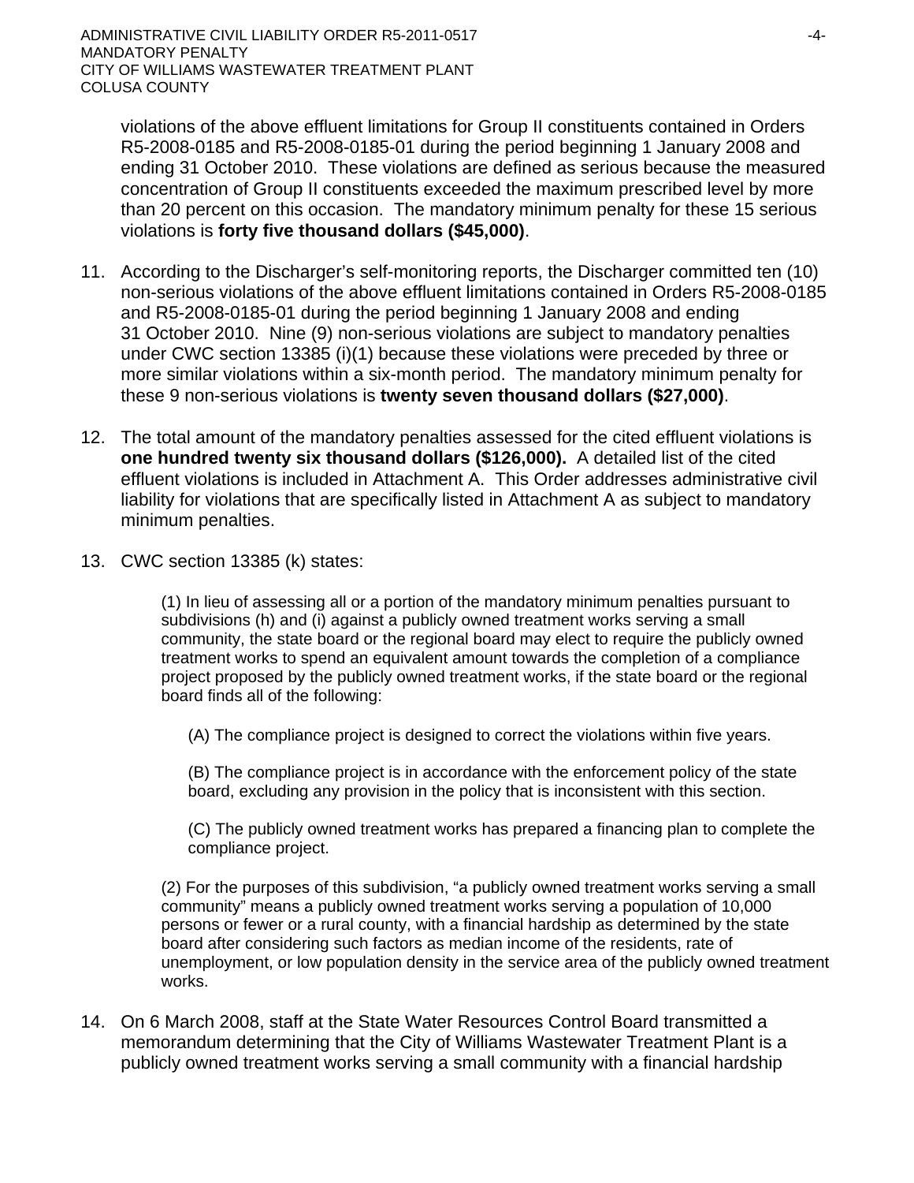violations of the above effluent limitations for Group II constituents contained in Orders R5-2008-0185 and R5-2008-0185-01 during the period beginning 1 January 2008 and ending 31 October 2010. These violations are defined as serious because the measured concentration of Group II constituents exceeded the maximum prescribed level by more than 20 percent on this occasion. The mandatory minimum penalty for these 15 serious violations is **forty five thousand dollars ($45,000)**.

11. According to the Discharger's self-monitoring reports, the Discharger committed ten (10) non-serious violations of the above effluent limitations contained in Orders R5-2008-0185 and R5-2008-0185-01 during the period beginning 1 January 2008 and ending 31 October 2010. Nine (9) non-serious violations are subject to mandatory penalties under CWC section 13385 (i)(1) because these violations were preceded by three or more similar violations within a six-month period. The mandatory minimum penalty for these 9 non-serious violations is **twenty seven thousand dollars ($27,000)**.

12. The total amount of the mandatory penalties assessed for the cited effluent violations is **one hundred twenty six thousand dollars ($126,000).** A detailed list of the cited effluent violations is included in Attachment A. This Order addresses administrative civil liability for violations that are specifically listed in Attachment A as subject to mandatory minimum penalties.

13. CWC section 13385 (k) states:

    > (1) In lieu of assessing all or a portion of the mandatory minimum penalties pursuant to subdivisions (h) and (i) against a publicly owned treatment works serving a small community, the state board or the regional board may elect to require the publicly owned treatment works to spend an equivalent amount towards the completion of a compliance project proposed by the publicly owned treatment works, if the state board or the regional board finds all of the following:
    >
    > (A) The compliance project is designed to correct the violations within five years.
    >
    > (B) The compliance project is in accordance with the enforcement policy of the state board, excluding any provision in the policy that is inconsistent with this section.
    >
    > (C) The publicly owned treatment works has prepared a financing plan to complete the compliance project.
    >
    > (2) For the purposes of this subdivision, "a publicly owned treatment works serving a small community" means a publicly owned treatment works serving a population of 10,000 persons or fewer or a rural county, with a financial hardship as determined by the state board after considering such factors as median income of the residents, rate of unemployment, or low population density in the service area of the publicly owned treatment works.

14. On 6 March 2008, staff at the State Water Resources Control Board transmitted a memorandum determining that the City of Williams Wastewater Treatment Plant is a publicly owned treatment works serving a small community with a financial hardship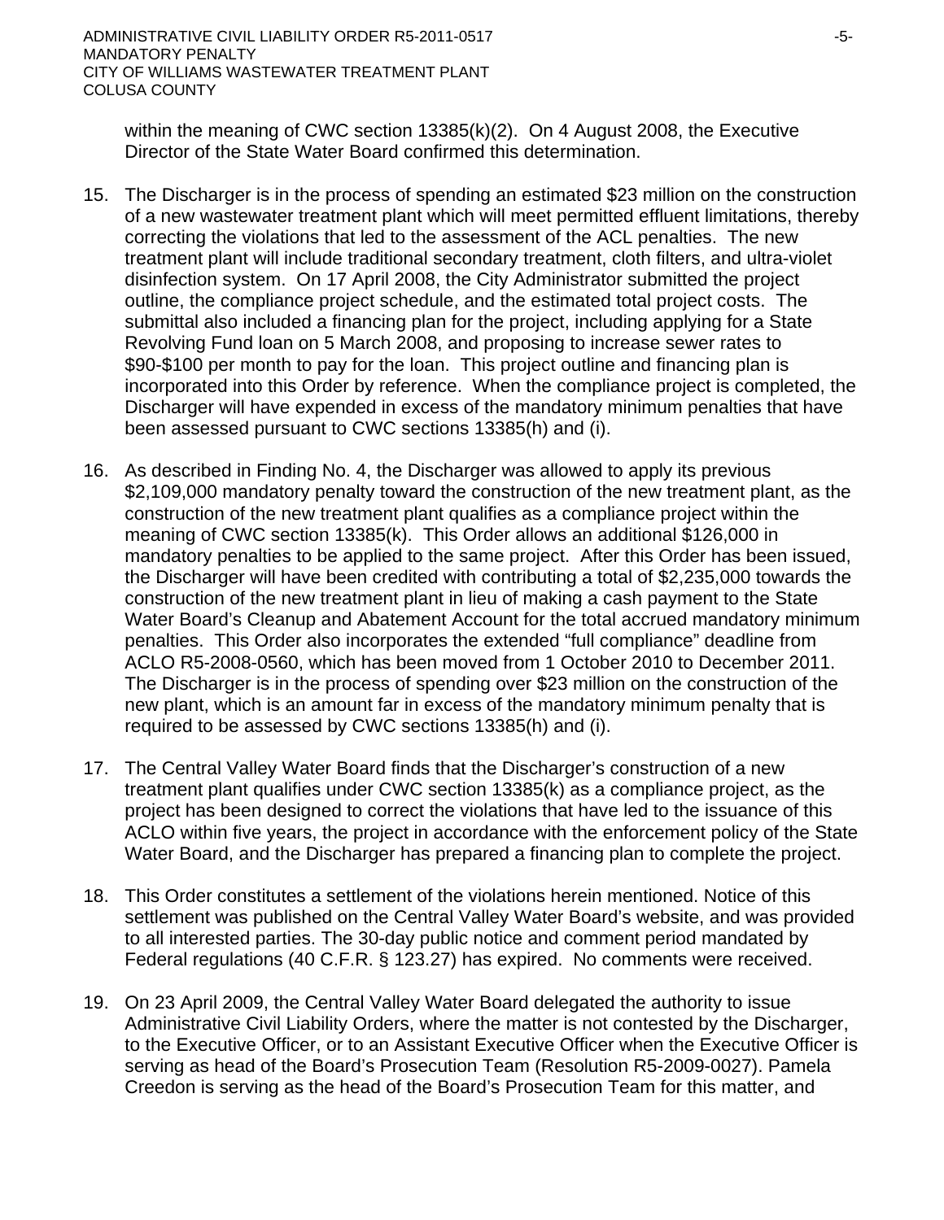within the meaning of CWC section 13385(k)(2). On 4 August 2008, the Executive Director of the State Water Board confirmed this determination.

15. The Discharger is in the process of spending an estimated $23 million on the construction of a new wastewater treatment plant which will meet permitted effluent limitations, thereby correcting the violations that led to the assessment of the ACL penalties. The new treatment plant will include traditional secondary treatment, cloth filters, and ultra-violet disinfection system. On 17 April 2008, the City Administrator submitted the project outline, the compliance project schedule, and the estimated total project costs. The submittal also included a financing plan for the project, including applying for a State Revolving Fund loan on 5 March 2008, and proposing to increase sewer rates to $90-$100 per month to pay for the loan. This project outline and financing plan is incorporated into this Order by reference. When the compliance project is completed, the Discharger will have expended in excess of the mandatory minimum penalties that have been assessed pursuant to CWC sections 13385(h) and (i).

16. As described in Finding No. 4, the Discharger was allowed to apply its previous $2,109,000 mandatory penalty toward the construction of the new treatment plant, as the construction of the new treatment plant qualifies as a compliance project within the meaning of CWC section 13385(k). This Order allows an additional $126,000 in mandatory penalties to be applied to the same project. After this Order has been issued, the Discharger will have been credited with contributing a total of $2,235,000 towards the construction of the new treatment plant in lieu of making a cash payment to the State Water Board's Cleanup and Abatement Account for the total accrued mandatory minimum penalties. This Order also incorporates the extended "full compliance" deadline from ACLO R5-2008-0560, which has been moved from 1 October 2010 to December 2011. The Discharger is in the process of spending over $23 million on the construction of the new plant, which is an amount far in excess of the mandatory minimum penalty that is required to be assessed by CWC sections 13385(h) and (i).

17. The Central Valley Water Board finds that the Discharger's construction of a new treatment plant qualifies under CWC section 13385(k) as a compliance project, as the project has been designed to correct the violations that have led to the issuance of this ACLO within five years, the project in accordance with the enforcement policy of the State Water Board, and the Discharger has prepared a financing plan to complete the project.

18. This Order constitutes a settlement of the violations herein mentioned. Notice of this settlement was published on the Central Valley Water Board's website, and was provided to all interested parties. The 30-day public notice and comment period mandated by Federal regulations (40 C.F.R. § 123.27) has expired. No comments were received.

19. On 23 April 2009, the Central Valley Water Board delegated the authority to issue Administrative Civil Liability Orders, where the matter is not contested by the Discharger, to the Executive Officer, or to an Assistant Executive Officer when the Executive Officer is serving as head of the Board's Prosecution Team (Resolution R5-2009-0027). Pamela Creedon is serving as the head of the Board's Prosecution Team for this matter, and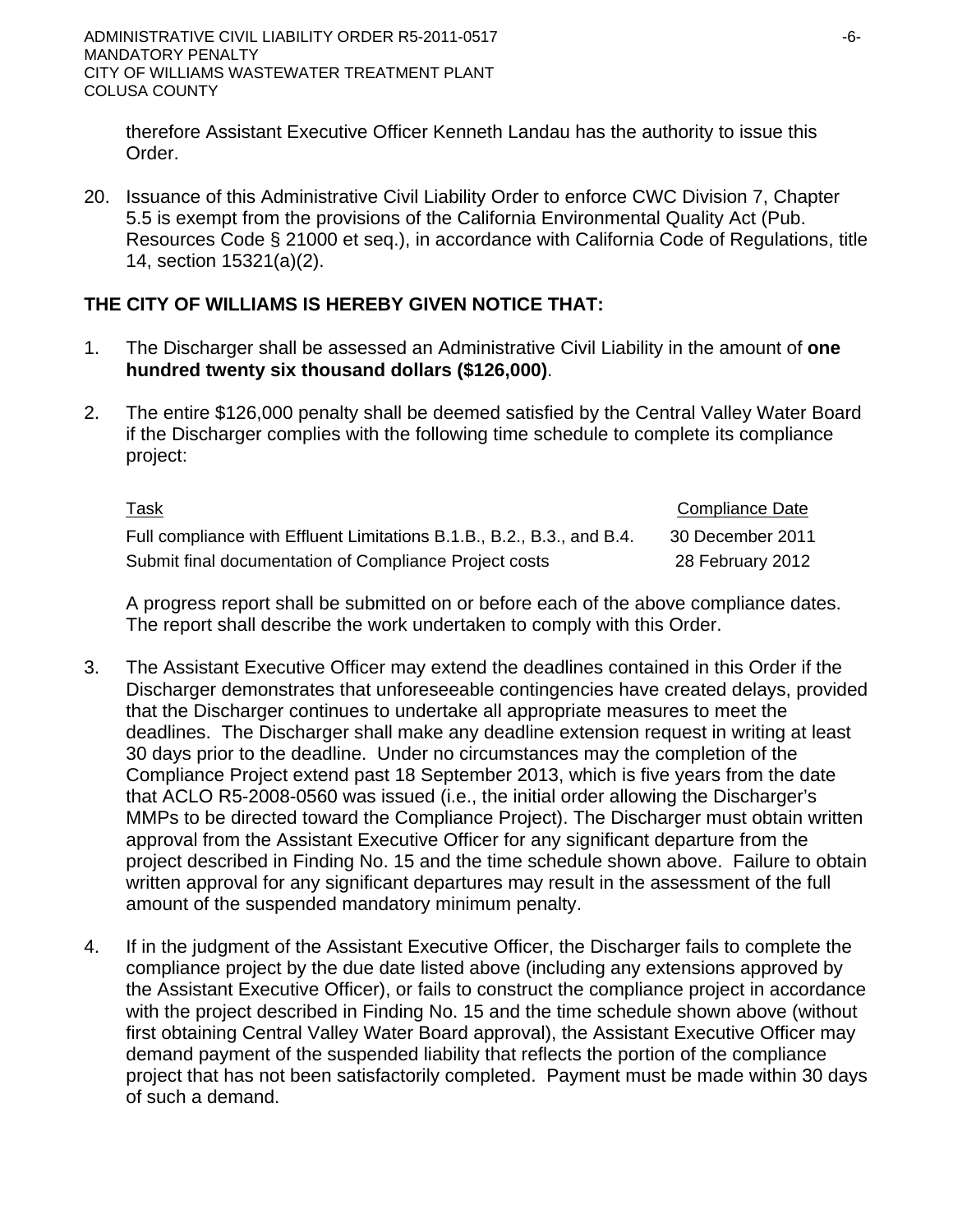therefore Assistant Executive Officer Kenneth Landau has the authority to issue this Order.

20. Issuance of this Administrative Civil Liability Order to enforce CWC Division 7, Chapter 5.5 is exempt from the provisions of the California Environmental Quality Act (Pub. Resources Code § 21000 et seq.), in accordance with California Code of Regulations, title 14, section 15321(a)(2).

**THE CITY OF WILLIAMS IS HEREBY GIVEN NOTICE THAT:**

1. The Discharger shall be assessed an Administrative Civil Liability in the amount of **one hundred twenty six thousand dollars ($126,000)**.

2. The entire $126,000 penalty shall be deemed satisfied by the Central Valley Water Board if the Discharger complies with the following time schedule to complete its compliance project:

| Task | Compliance Date |
|---|---|
| Full compliance with Effluent Limitations B.1.B., B.2., B.3., and B.4. | 30 December 2011 |
| Submit final documentation of Compliance Project costs | 28 February 2012 |

   A progress report shall be submitted on or before each of the above compliance dates. The report shall describe the work undertaken to comply with this Order.

3. The Assistant Executive Officer may extend the deadlines contained in this Order if the Discharger demonstrates that unforeseeable contingencies have created delays, provided that the Discharger continues to undertake all appropriate measures to meet the deadlines. The Discharger shall make any deadline extension request in writing at least 30 days prior to the deadline. Under no circumstances may the completion of the Compliance Project extend past 18 September 2013, which is five years from the date that ACLO R5-2008-0560 was issued (i.e., the initial order allowing the Discharger's MMPs to be directed toward the Compliance Project). The Discharger must obtain written approval from the Assistant Executive Officer for any significant departure from the project described in Finding No. 15 and the time schedule shown above. Failure to obtain written approval for any significant departures may result in the assessment of the full amount of the suspended mandatory minimum penalty.

4. If in the judgment of the Assistant Executive Officer, the Discharger fails to complete the compliance project by the due date listed above (including any extensions approved by the Assistant Executive Officer), or fails to construct the compliance project in accordance with the project described in Finding No. 15 and the time schedule shown above (without first obtaining Central Valley Water Board approval), the Assistant Executive Officer may demand payment of the suspended liability that reflects the portion of the compliance project that has not been satisfactorily completed. Payment must be made within 30 days of such a demand.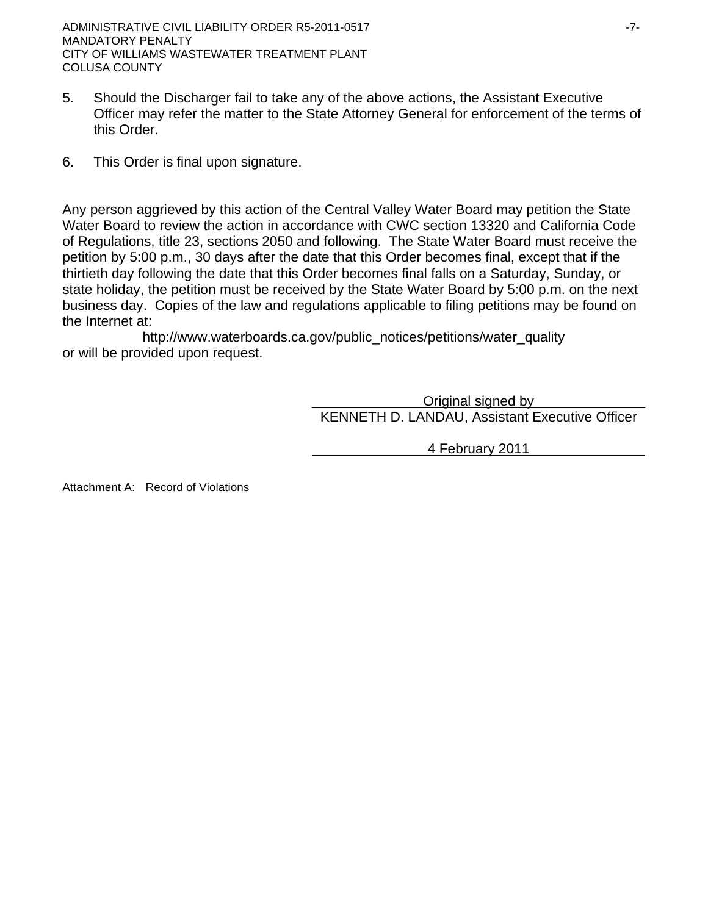5. Should the Discharger fail to take any of the above actions, the Assistant Executive Officer may refer the matter to the State Attorney General for enforcement of the terms of this Order.

6. This Order is final upon signature.

Any person aggrieved by this action of the Central Valley Water Board may petition the State Water Board to review the action in accordance with CWC section 13320 and California Code of Regulations, title 23, sections 2050 and following. The State Water Board must receive the petition by 5:00 p.m., 30 days after the date that this Order becomes final, except that if the thirtieth day following the date that this Order becomes final falls on a Saturday, Sunday, or state holiday, the petition must be received by the State Water Board by 5:00 p.m. on the next business day. Copies of the law and regulations applicable to filing petitions may be found on the Internet at:

http://www.waterboards.ca.gov/public_notices/petitions/water_quality

or will be provided upon request.

Original signed by

KENNETH D. LANDAU, Assistant Executive Officer

4 February 2011

Attachment A: Record of Violations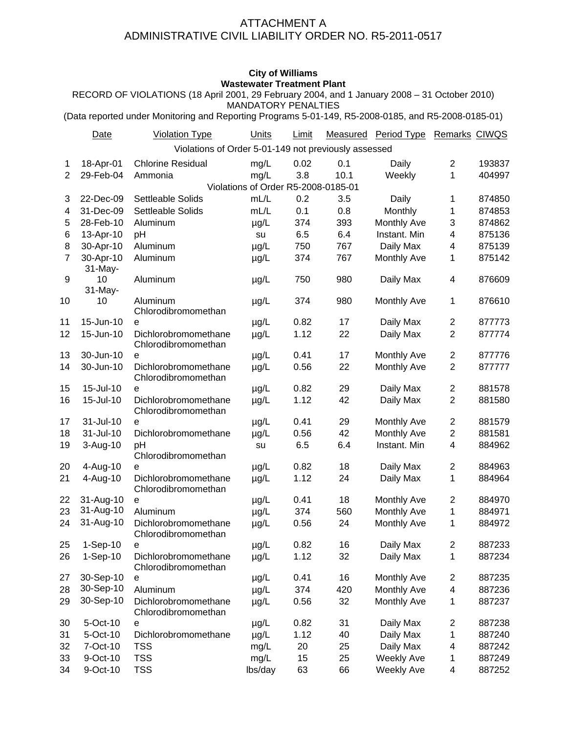ATTACHMENT A
ADMINISTRATIVE CIVIL LIABILITY ORDER NO. R5-2011-0517

**City of Williams**
**Wastewater Treatment Plant**

RECORD OF VIOLATIONS (18 April 2001, 29 February 2004, and 1 January 2008 – 31 October 2010)
MANDATORY PENALTIES
(Data reported under Monitoring and Reporting Programs 5-01-149, R5-2008-0185, and R5-2008-0185-01)

| | Date | Violation Type | Units | Limit | Measured | Period Type | Remarks | CIWQS |
|---|---|---|---|---|---|---|---|---|
| | | Violations of Order 5-01-149 not previously assessed | | | | | | |
| 1 | 18-Apr-01 | Chlorine Residual | mg/L | 0.02 | 0.1 | Daily | 2 | 193837 |
| 2 | 29-Feb-04 | Ammonia | mg/L | 3.8 | 10.1 | Weekly | 1 | 404997 |
| | | Violations of Order R5-2008-0185-01 | | | | | | |
| 3 | 22-Dec-09 | Settleable Solids | mL/L | 0.2 | 3.5 | Daily | 1 | 874850 |
| 4 | 31-Dec-09 | Settleable Solids | mL/L | 0.1 | 0.8 | Monthly | 1 | 874853 |
| 5 | 28-Feb-10 | Aluminum | µg/L | 374 | 393 | Monthly Ave | 3 | 874862 |
| 6 | 13-Apr-10 | pH | su | 6.5 | 6.4 | Instant. Min | 4 | 875136 |
| 8 | 30-Apr-10 | Aluminum | µg/L | 750 | 767 | Daily Max | 4 | 875139 |
| 7 | 30-Apr-10 | Aluminum | µg/L | 374 | 767 | Monthly Ave | 1 | 875142 |
| 9 | 31-May-10 | Aluminum | µg/L | 750 | 980 | Daily Max | 4 | 876609 |
| 10 | 31-May-10 | Aluminum | µg/L | 374 | 980 | Monthly Ave | 1 | 876610 |
| 11 | 15-Jun-10 | Chlorodibromomethane | µg/L | 0.82 | 17 | Daily Max | 2 | 877773 |
| 12 | 15-Jun-10 | Dichlorobromomethane | µg/L | 1.12 | 22 | Daily Max | 2 | 877774 |
| 13 | 30-Jun-10 | Chlorodibromomethane | µg/L | 0.41 | 17 | Monthly Ave | 2 | 877776 |
| 14 | 30-Jun-10 | Dichlorobromomethane | µg/L | 0.56 | 22 | Monthly Ave | 2 | 877777 |
| 15 | 15-Jul-10 | Chlorodibromomethane | µg/L | 0.82 | 29 | Daily Max | 2 | 881578 |
| 16 | 15-Jul-10 | Dichlorobromomethane | µg/L | 1.12 | 42 | Daily Max | 2 | 881580 |
| 17 | 31-Jul-10 | Chlorodibromomethane | µg/L | 0.41 | 29 | Monthly Ave | 2 | 881579 |
| 18 | 31-Jul-10 | Dichlorobromomethane | µg/L | 0.56 | 42 | Monthly Ave | 2 | 881581 |
| 19 | 3-Aug-10 | pH | su | 6.5 | 6.4 | Instant. Min | 4 | 884962 |
| 20 | 4-Aug-10 | Chlorodibromomethane | µg/L | 0.82 | 18 | Daily Max | 2 | 884963 |
| 21 | 4-Aug-10 | Dichlorobromomethane | µg/L | 1.12 | 24 | Daily Max | 1 | 884964 |
| 22 | 31-Aug-10 | Chlorodibromomethane | µg/L | 0.41 | 18 | Monthly Ave | 2 | 884970 |
| 23 | 31-Aug-10 | Aluminum | µg/L | 374 | 560 | Monthly Ave | 1 | 884971 |
| 24 | 31-Aug-10 | Dichlorobromomethane | µg/L | 0.56 | 24 | Monthly Ave | 1 | 884972 |
| 25 | 1-Sep-10 | Chlorodibromomethane | µg/L | 0.82 | 16 | Daily Max | 2 | 887233 |
| 26 | 1-Sep-10 | Dichlorobromomethane | µg/L | 1.12 | 32 | Daily Max | 1 | 887234 |
| 27 | 30-Sep-10 | Chlorodibromomethane | µg/L | 0.41 | 16 | Monthly Ave | 2 | 887235 |
| 28 | 30-Sep-10 | Aluminum | µg/L | 374 | 420 | Monthly Ave | 4 | 887236 |
| 29 | 30-Sep-10 | Dichlorobromomethane | µg/L | 0.56 | 32 | Monthly Ave | 1 | 887237 |
| 30 | 5-Oct-10 | Chlorodibromomethane | µg/L | 0.82 | 31 | Daily Max | 2 | 887238 |
| 31 | 5-Oct-10 | Dichlorobromomethane | µg/L | 1.12 | 40 | Daily Max | 1 | 887240 |
| 32 | 7-Oct-10 | TSS | mg/L | 20 | 25 | Daily Max | 4 | 887242 |
| 33 | 9-Oct-10 | TSS | mg/L | 15 | 25 | Weekly Ave | 1 | 887249 |
| 34 | 9-Oct-10 | TSS | lbs/day | 63 | 66 | Weekly Ave | 4 | 887252 |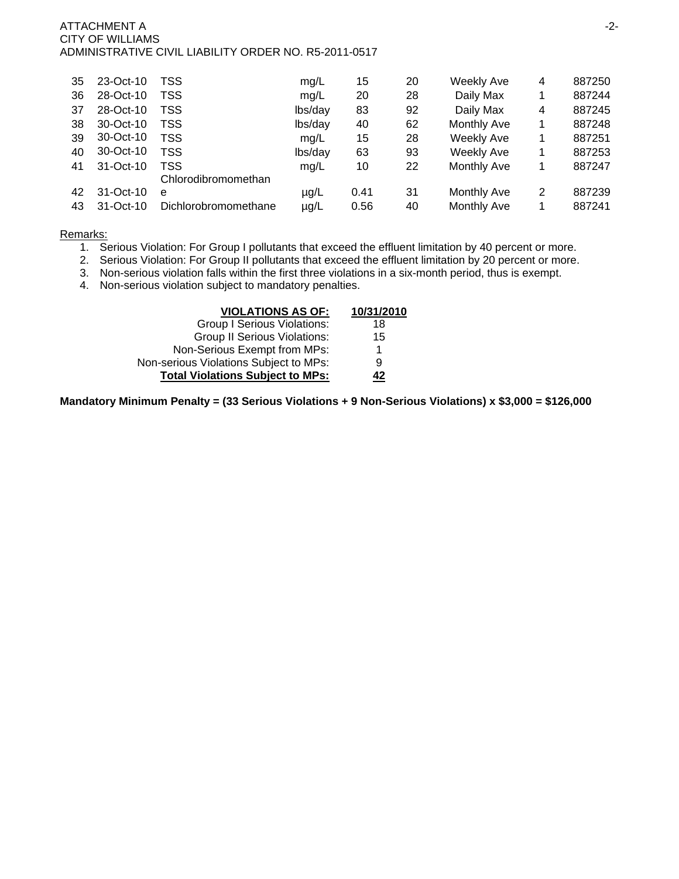| | | | | | | | | |
|---|---|---|---|---|---|---|---|---|
| 35 | 23-Oct-10 | TSS | mg/L | 15 | 20 | Weekly Ave | 4 | 887250 |
| 36 | 28-Oct-10 | TSS | mg/L | 20 | 28 | Daily Max | 1 | 887244 |
| 37 | 28-Oct-10 | TSS | lbs/day | 83 | 92 | Daily Max | 4 | 887245 |
| 38 | 30-Oct-10 | TSS | lbs/day | 40 | 62 | Monthly Ave | 1 | 887248 |
| 39 | 30-Oct-10 | TSS | mg/L | 15 | 28 | Weekly Ave | 1 | 887251 |
| 40 | 30-Oct-10 | TSS | lbs/day | 63 | 93 | Weekly Ave | 1 | 887253 |
| 41 | 31-Oct-10 | TSS | mg/L | 10 | 22 | Monthly Ave | 1 | 887247 |
| 42 | 31-Oct-10 | Chlorodibromomethane | µg/L | 0.41 | 31 | Monthly Ave | 2 | 887239 |
| 43 | 31-Oct-10 | Dichlorobromomethane | µg/L | 0.56 | 40 | Monthly Ave | 1 | 887241 |

Remarks:

1. Serious Violation: For Group I pollutants that exceed the effluent limitation by 40 percent or more.
2. Serious Violation: For Group II pollutants that exceed the effluent limitation by 20 percent or more.
3. Non-serious violation falls within the first three violations in a six-month period, thus is exempt.
4. Non-serious violation subject to mandatory penalties.

| **VIOLATIONS AS OF:** | **10/31/2010** |
|---|---|
| Group I Serious Violations: | 18 |
| Group II Serious Violations: | 15 |
| Non-Serious Exempt from MPs: | 1 |
| Non-serious Violations Subject to MPs: | 9 |
| **Total Violations Subject to MPs:** | **42** |

**Mandatory Minimum Penalty = (33 Serious Violations + 9 Non-Serious Violations) x $3,000 = $126,000**